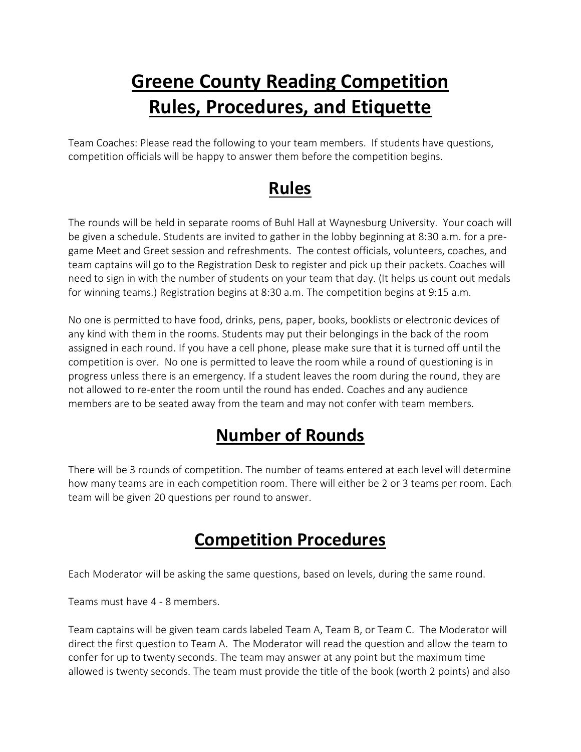# Greene County Reading Competition
# Rules, Procedures, and Etiquette

Team Coaches: Please read the following to your team members. If students have questions, competition officials will be happy to answer them before the competition begins.

## Rules

The rounds will be held in separate rooms of Buhl Hall at Waynesburg University. Your coach will be given a schedule. Students are invited to gather in the lobby beginning at 8:30 a.m. for a pre-game Meet and Greet session and refreshments. The contest officials, volunteers, coaches, and team captains will go to the Registration Desk to register and pick up their packets. Coaches will need to sign in with the number of students on your team that day. (It helps us count out medals for winning teams.) Registration begins at 8:30 a.m. The competition begins at 9:15 a.m.

No one is permitted to have food, drinks, pens, paper, books, booklists or electronic devices of any kind with them in the rooms. Students may put their belongings in the back of the room assigned in each round. If you have a cell phone, please make sure that it is turned off until the competition is over. No one is permitted to leave the room while a round of questioning is in progress unless there is an emergency. If a student leaves the room during the round, they are not allowed to re-enter the room until the round has ended. Coaches and any audience members are to be seated away from the team and may not confer with team members.

## Number of Rounds

There will be 3 rounds of competition. The number of teams entered at each level will determine how many teams are in each competition room. There will either be 2 or 3 teams per room. Each team will be given 20 questions per round to answer.

## Competition Procedures

Each Moderator will be asking the same questions, based on levels, during the same round.

Teams must have 4 - 8 members.

Team captains will be given team cards labeled Team A, Team B, or Team C. The Moderator will direct the first question to Team A. The Moderator will read the question and allow the team to confer for up to twenty seconds. The team may answer at any point but the maximum time allowed is twenty seconds. The team must provide the title of the book (worth 2 points) and also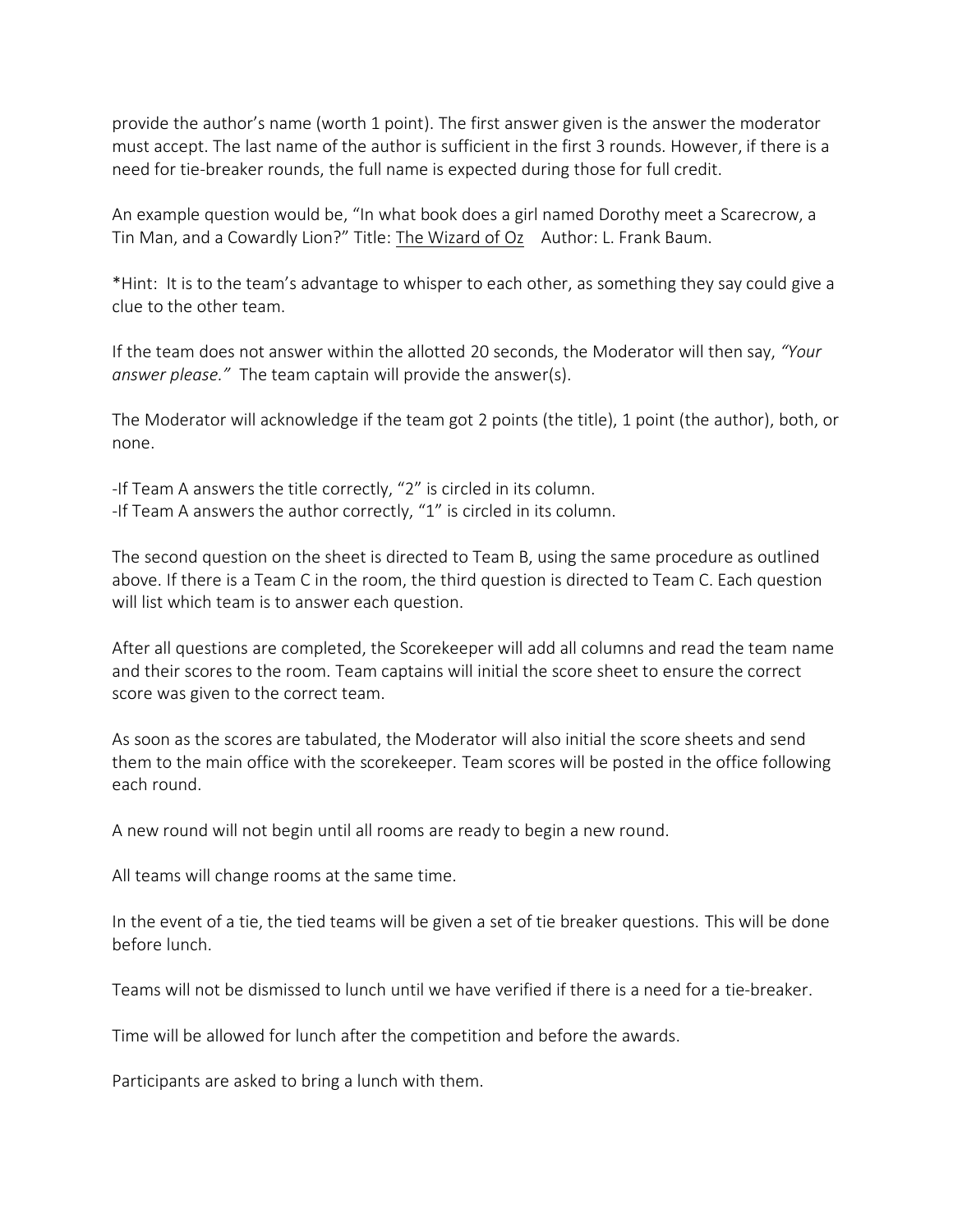provide the author's name (worth 1 point). The first answer given is the answer the moderator must accept. The last name of the author is sufficient in the first 3 rounds. However, if there is a need for tie-breaker rounds, the full name is expected during those for full credit.

An example question would be, "In what book does a girl named Dorothy meet a Scarecrow, a Tin Man, and a Cowardly Lion?" Title: The Wizard of Oz    Author: L. Frank Baum.

*Hint: It is to the team's advantage to whisper to each other, as something they say could give a clue to the other team.

If the team does not answer within the allotted 20 seconds, the Moderator will then say, *"Your answer please."* The team captain will provide the answer(s).

The Moderator will acknowledge if the team got 2 points (the title), 1 point (the author), both, or none.

-If Team A answers the title correctly, "2" is circled in its column.
-If Team A answers the author correctly, "1" is circled in its column.

The second question on the sheet is directed to Team B, using the same procedure as outlined above. If there is a Team C in the room, the third question is directed to Team C. Each question will list which team is to answer each question.

After all questions are completed, the Scorekeeper will add all columns and read the team name and their scores to the room. Team captains will initial the score sheet to ensure the correct score was given to the correct team.

As soon as the scores are tabulated, the Moderator will also initial the score sheets and send them to the main office with the scorekeeper. Team scores will be posted in the office following each round.

A new round will not begin until all rooms are ready to begin a new round.

All teams will change rooms at the same time.

In the event of a tie, the tied teams will be given a set of tie breaker questions. This will be done before lunch.

Teams will not be dismissed to lunch until we have verified if there is a need for a tie-breaker.

Time will be allowed for lunch after the competition and before the awards.

Participants are asked to bring a lunch with them.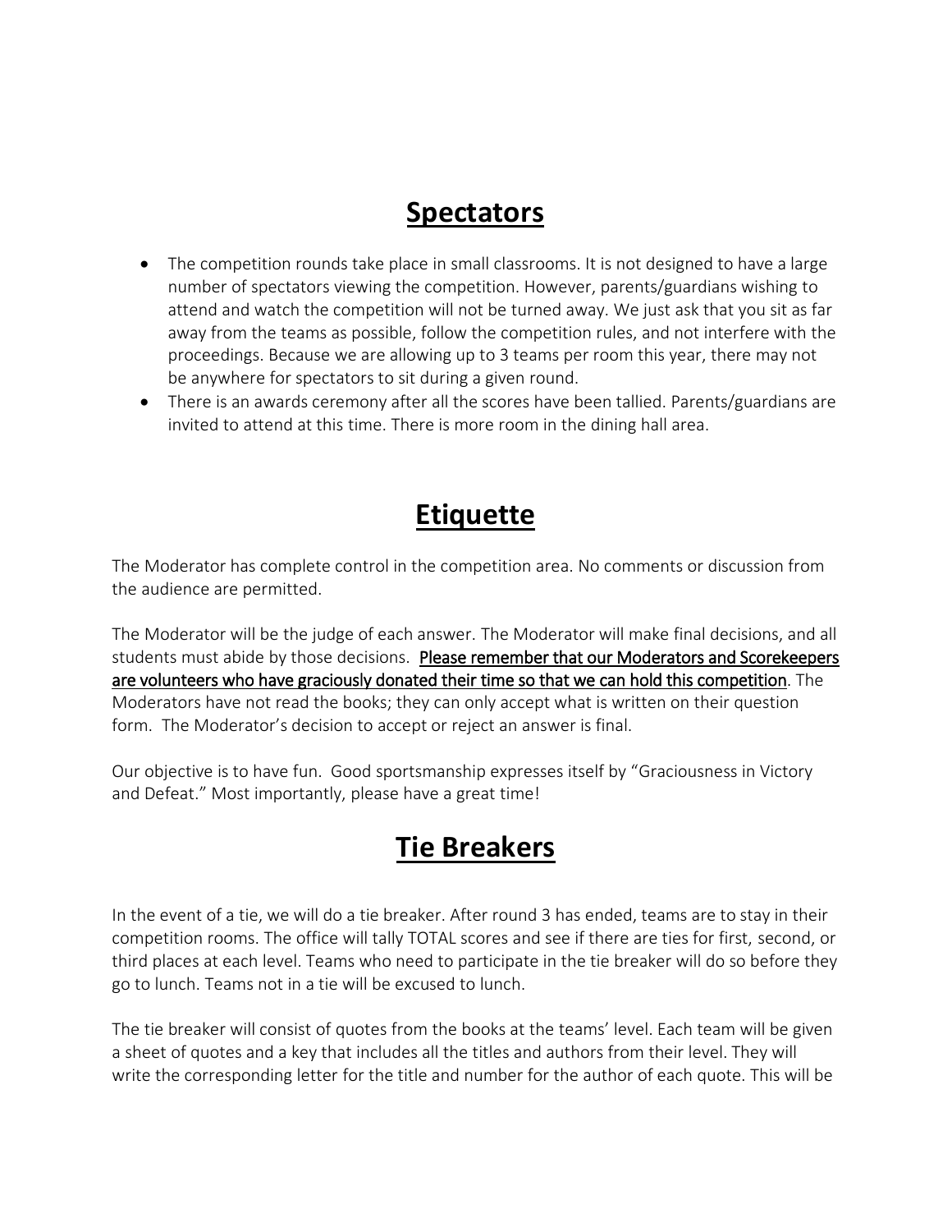## Spectators

- The competition rounds take place in small classrooms. It is not designed to have a large number of spectators viewing the competition. However, parents/guardians wishing to attend and watch the competition will not be turned away. We just ask that you sit as far away from the teams as possible, follow the competition rules, and not interfere with the proceedings. Because we are allowing up to 3 teams per room this year, there may not be anywhere for spectators to sit during a given round.
- There is an awards ceremony after all the scores have been tallied. Parents/guardians are invited to attend at this time. There is more room in the dining hall area.

## Etiquette

The Moderator has complete control in the competition area. No comments or discussion from the audience are permitted.

The Moderator will be the judge of each answer. The Moderator will make final decisions, and all students must abide by those decisions. **Please remember that our Moderators and Scorekeepers are volunteers who have graciously donated their time so that we can hold this competition**. The Moderators have not read the books; they can only accept what is written on their question form. The Moderator's decision to accept or reject an answer is final.

Our objective is to have fun. Good sportsmanship expresses itself by "Graciousness in Victory and Defeat." Most importantly, please have a great time!

## Tie Breakers

In the event of a tie, we will do a tie breaker. After round 3 has ended, teams are to stay in their competition rooms. The office will tally TOTAL scores and see if there are ties for first, second, or third places at each level. Teams who need to participate in the tie breaker will do so before they go to lunch. Teams not in a tie will be excused to lunch.

The tie breaker will consist of quotes from the books at the teams' level. Each team will be given a sheet of quotes and a key that includes all the titles and authors from their level. They will write the corresponding letter for the title and number for the author of each quote. This will be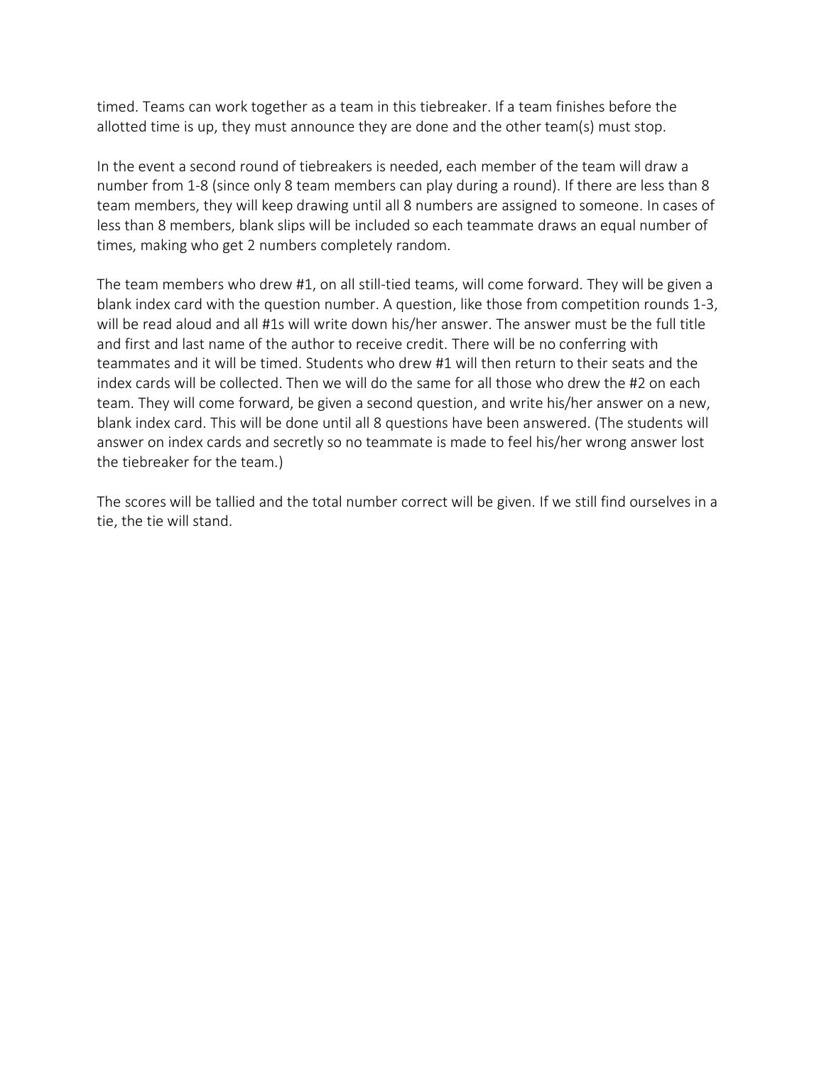timed. Teams can work together as a team in this tiebreaker. If a team finishes before the allotted time is up, they must announce they are done and the other team(s) must stop.

In the event a second round of tiebreakers is needed, each member of the team will draw a number from 1-8 (since only 8 team members can play during a round). If there are less than 8 team members, they will keep drawing until all 8 numbers are assigned to someone. In cases of less than 8 members, blank slips will be included so each teammate draws an equal number of times, making who get 2 numbers completely random.

The team members who drew #1, on all still-tied teams, will come forward. They will be given a blank index card with the question number. A question, like those from competition rounds 1-3, will be read aloud and all #1s will write down his/her answer. The answer must be the full title and first and last name of the author to receive credit. There will be no conferring with teammates and it will be timed. Students who drew #1 will then return to their seats and the index cards will be collected. Then we will do the same for all those who drew the #2 on each team. They will come forward, be given a second question, and write his/her answer on a new, blank index card. This will be done until all 8 questions have been answered. (The students will answer on index cards and secretly so no teammate is made to feel his/her wrong answer lost the tiebreaker for the team.)

The scores will be tallied and the total number correct will be given. If we still find ourselves in a tie, the tie will stand.